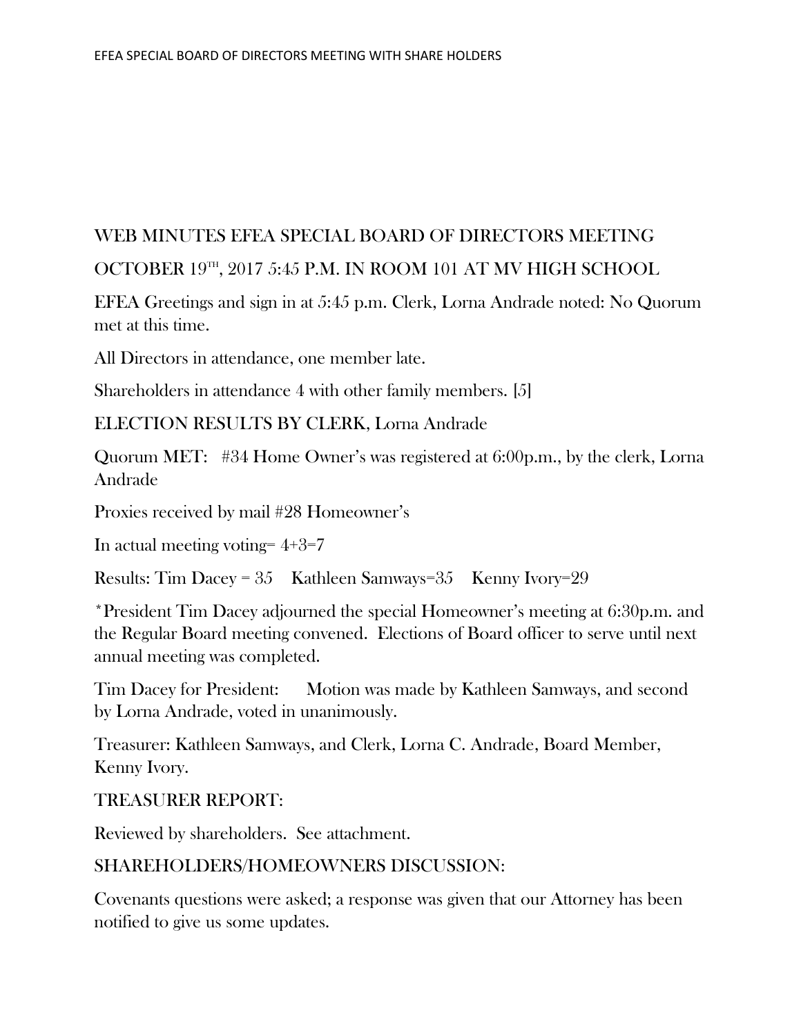WEB MINUTES EFEA SPECIAL BOARD OF DIRECTORS MEETING

OCTOBER 19TH, 2017 5:45 P.M. IN ROOM 101 AT MV HIGH SCHOOL

EFEA Greetings and sign in at 5:45 p.m. Clerk, Lorna Andrade noted: No Quorum met at this time.

All Directors in attendance, one member late.

Shareholders in attendance 4 with other family members. [5]

ELECTION RESULTS BY CLERK, Lorna Andrade

Quorum MET: #34 Home Owner's was registered at 6:00p.m., by the clerk, Lorna Andrade

Proxies received by mail #28 Homeowner's

In actual meeting voting= 4+3=7

Results: Tim Dacey = 35 Kathleen Samways=35 Kenny Ivory=29

*President Tim Dacey adjourned the special Homeowner's meeting at 6:30p.m. and the Regular Board meeting convened. Elections of Board officer to serve until next annual meeting was completed.

Tim Dacey for President: Motion was made by Kathleen Samways, and second by Lorna Andrade, voted in unanimously.

Treasurer: Kathleen Samways, and Clerk, Lorna C. Andrade, Board Member, Kenny Ivory.

TREASURER REPORT:

Reviewed by shareholders. See attachment.

SHAREHOLDERS/HOMEOWNERS DISCUSSION:

Covenants questions were asked; a response was given that our Attorney has been notified to give us some updates.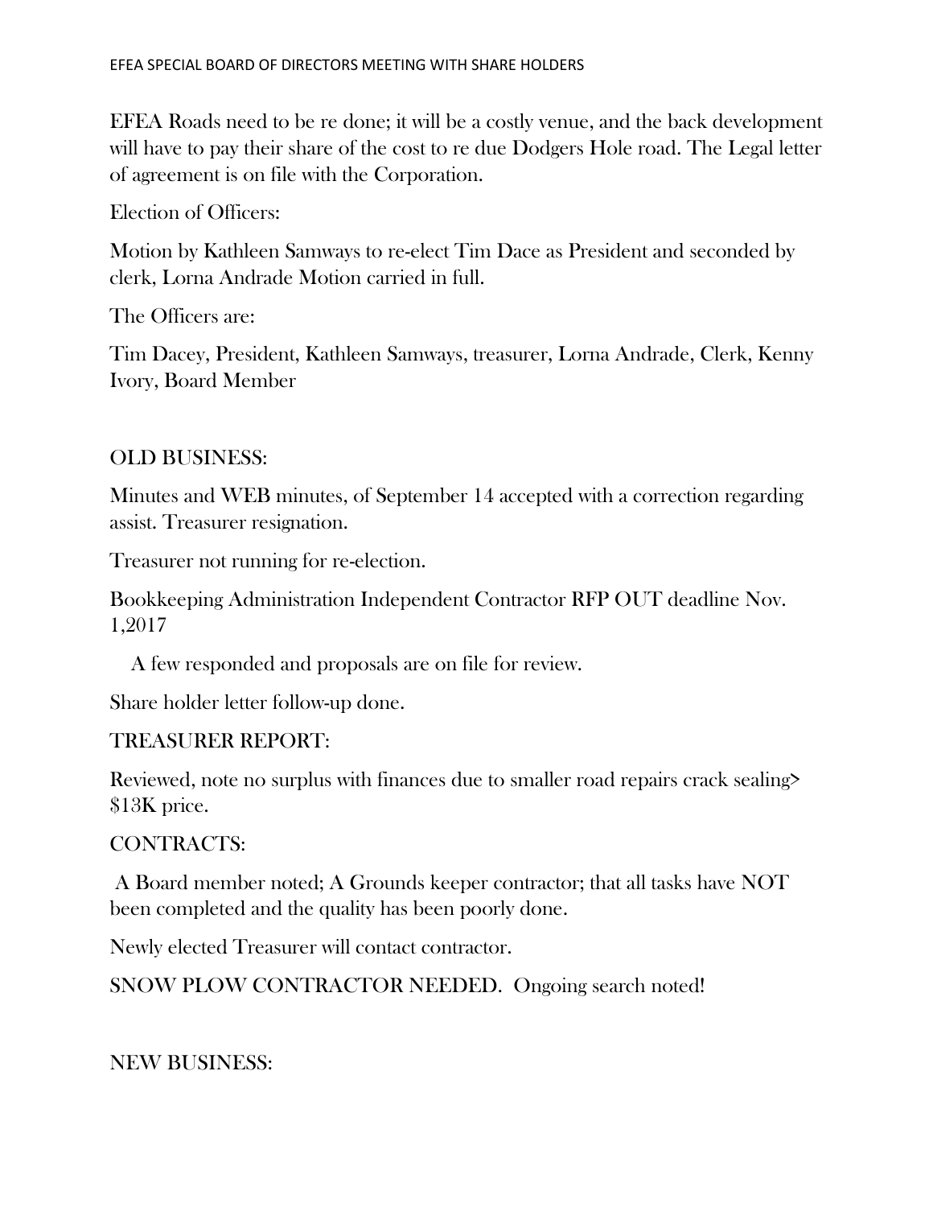EFEA Roads need to be re done; it will be a costly venue, and the back development will have to pay their share of the cost to re due Dodgers Hole road. The Legal letter of agreement is on file with the Corporation.

Election of Officers:

Motion by Kathleen Samways to re-elect Tim Dace as President and seconded by clerk, Lorna Andrade Motion carried in full.

The Officers are:

Tim Dacey, President, Kathleen Samways, treasurer, Lorna Andrade, Clerk, Kenny Ivory, Board Member

OLD BUSINESS:

Minutes and WEB minutes, of September 14 accepted with a correction regarding assist. Treasurer resignation.

Treasurer not running for re-election.

Bookkeeping Administration Independent Contractor RFP OUT deadline Nov. 1,2017

A few responded and proposals are on file for review.

Share holder letter follow-up done.

TREASURER REPORT:

Reviewed, note no surplus with finances due to smaller road repairs crack sealing> $13K price.

CONTRACTS:

A Board member noted; A Grounds keeper contractor; that all tasks have NOT been completed and the quality has been poorly done.

Newly elected Treasurer will contact contractor.

SNOW PLOW CONTRACTOR NEEDED. Ongoing search noted!

NEW BUSINESS: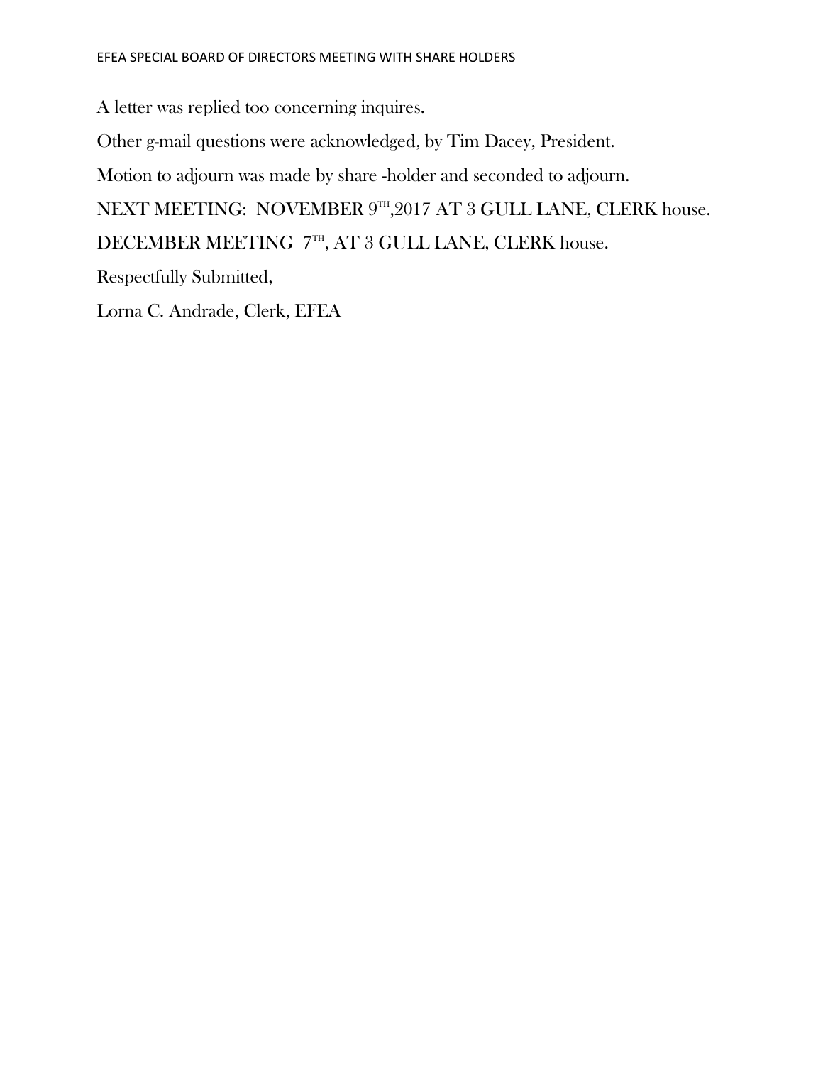A letter was replied too concerning inquires.

Other g-mail questions were acknowledged, by Tim Dacey, President.

Motion to adjourn was made by share -holder and seconded to adjourn.

NEXT MEETING: NOVEMBER 9TH,2017 AT 3 GULL LANE, CLERK house.

DECEMBER MEETING 7TH, AT 3 GULL LANE, CLERK house.

Respectfully Submitted,

Lorna C. Andrade, Clerk, EFEA